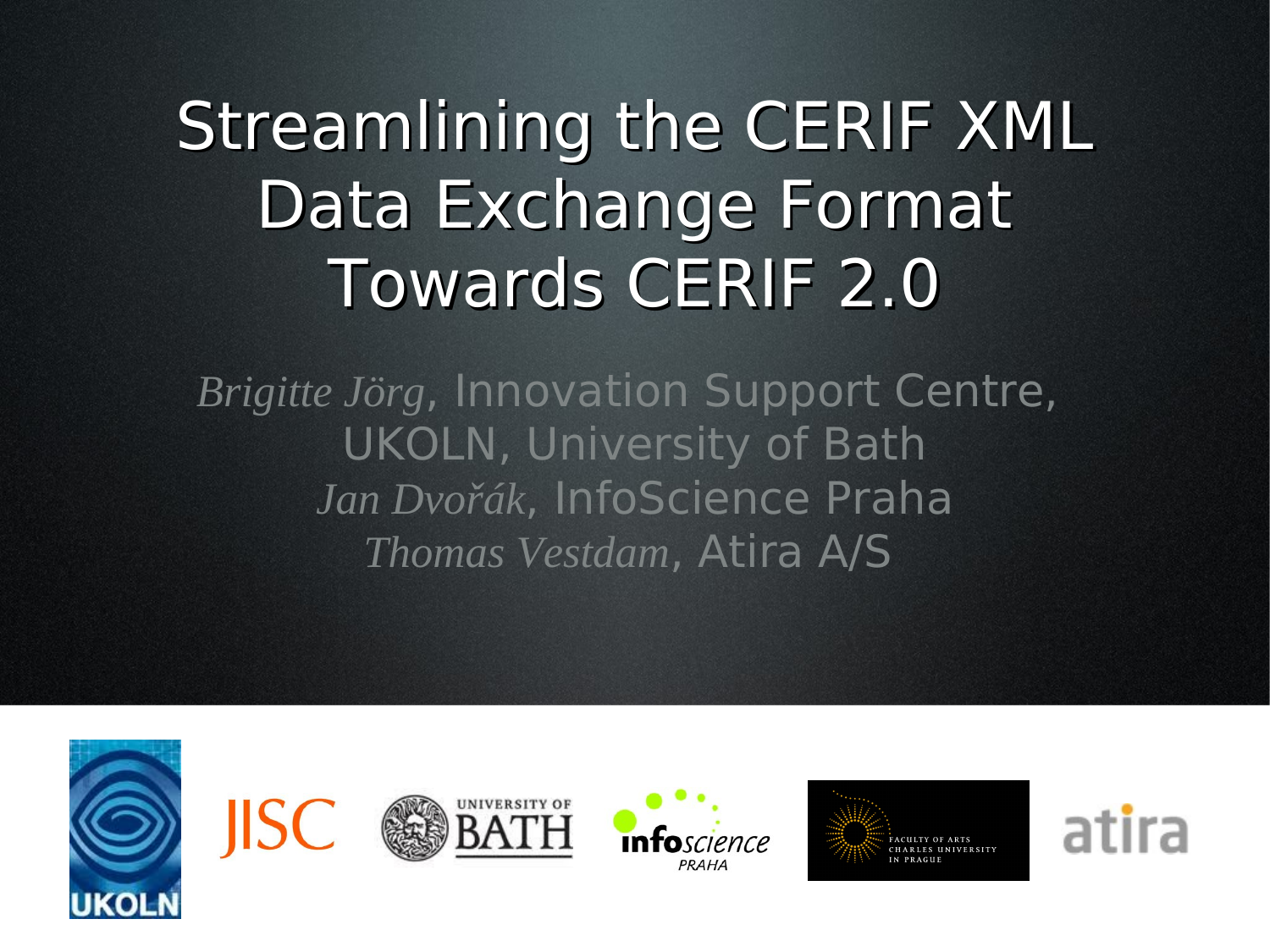# Streamlining the CERIF XML Data Exchange Format Towards CERIF 2.0

*Brigitte Jörg*, Innovation Support Centre, UKOLN, University of Bath

*Jan Dvořák*, InfoScience Praha

*Thomas Vestdam*, Atira A/S

UKOLN · JISC · UNIVERSITY OF BATH · infoscience PRAHA · FACULTY OF ARTS CHARLES UNIVERSITY IN PRAGUE · atira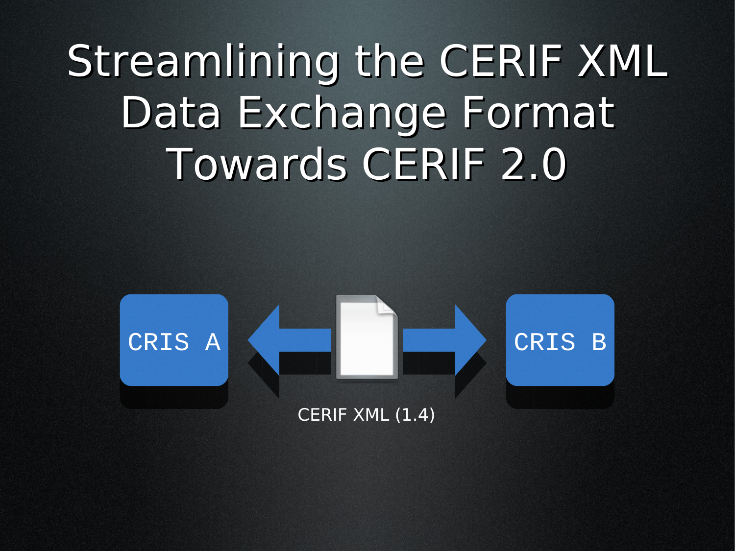# Streamlining the CERIF XML Data Exchange Format Towards CERIF 2.0

CRIS A

CRIS B

CERIF XML (1.4)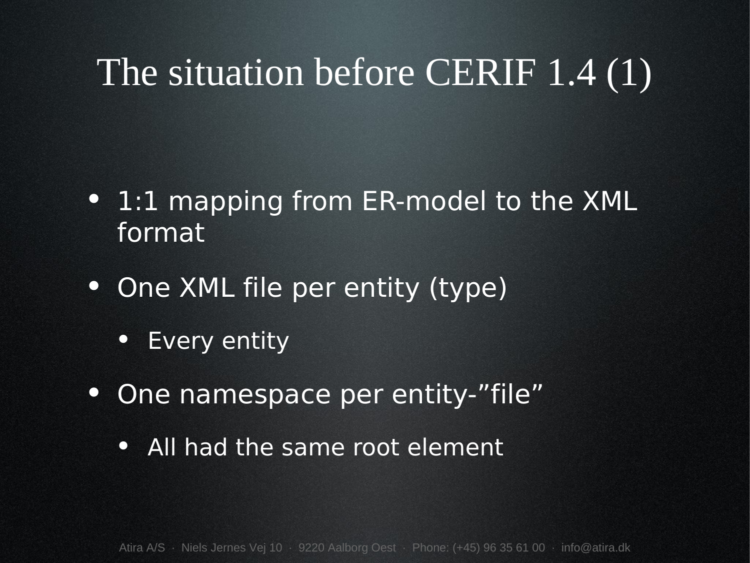# The situation before CERIF 1.4 (1)

- 1:1 mapping from ER-model to the XML format
- One XML file per entity (type)
  - Every entity
- One namespace per entity-”file”
  - All had the same root element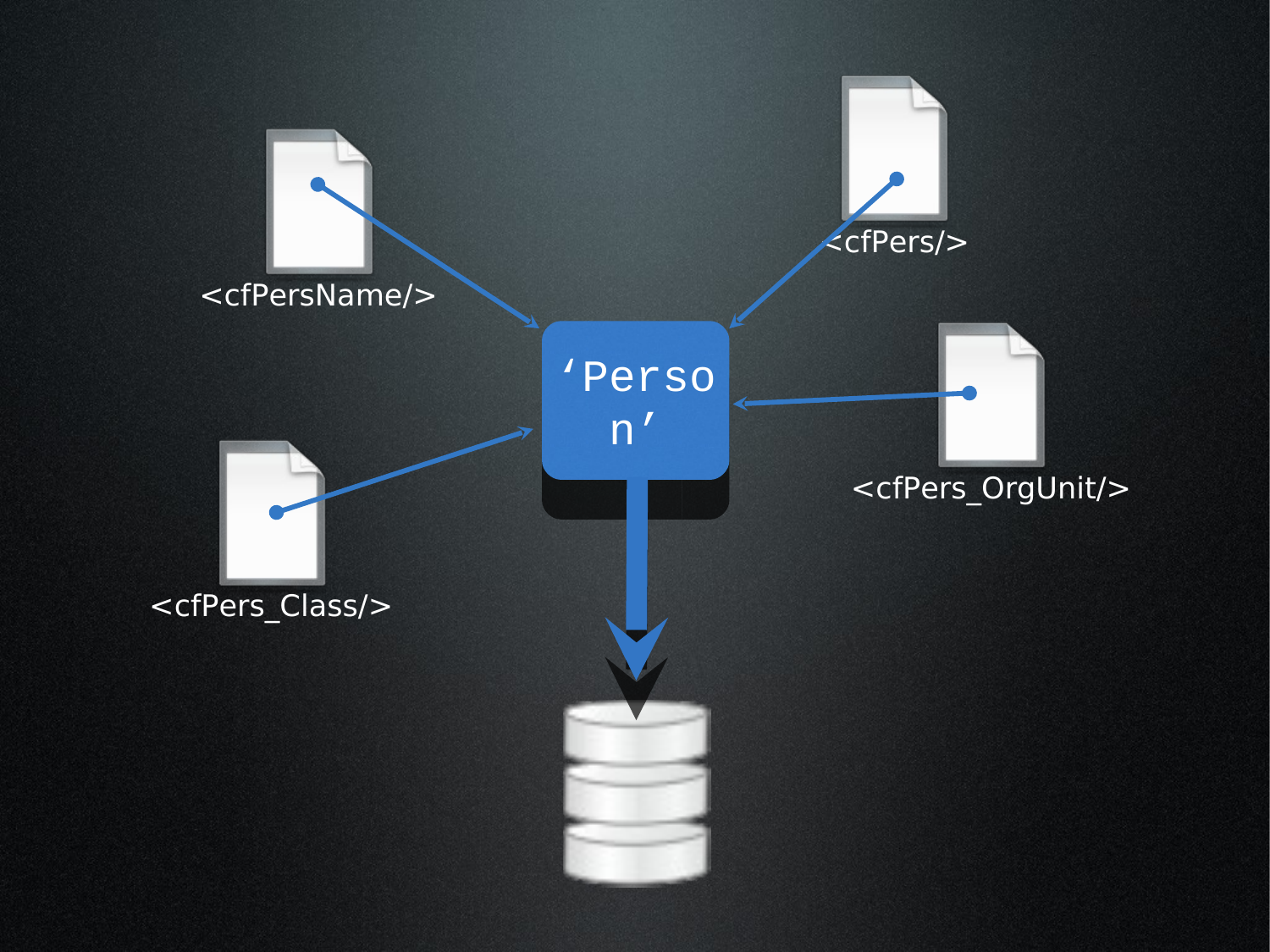<cfPersName/>

<cfPers/>

'Person'

<cfPers_OrgUnit/>

<cfPers_Class/>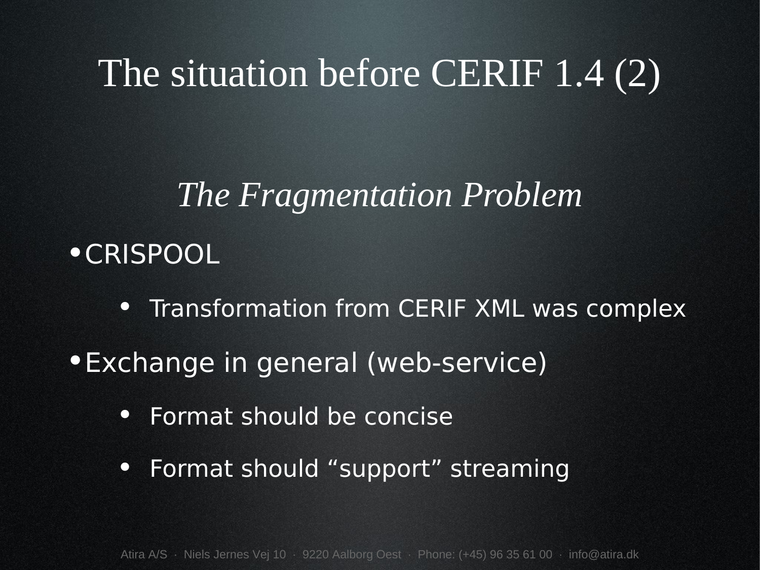# The situation before CERIF 1.4 (2)

## *The Fragmentation Problem*

- CRISPOOL
  - Transformation from CERIF XML was complex
- Exchange in general (web-service)
  - Format should be concise
  - Format should "support" streaming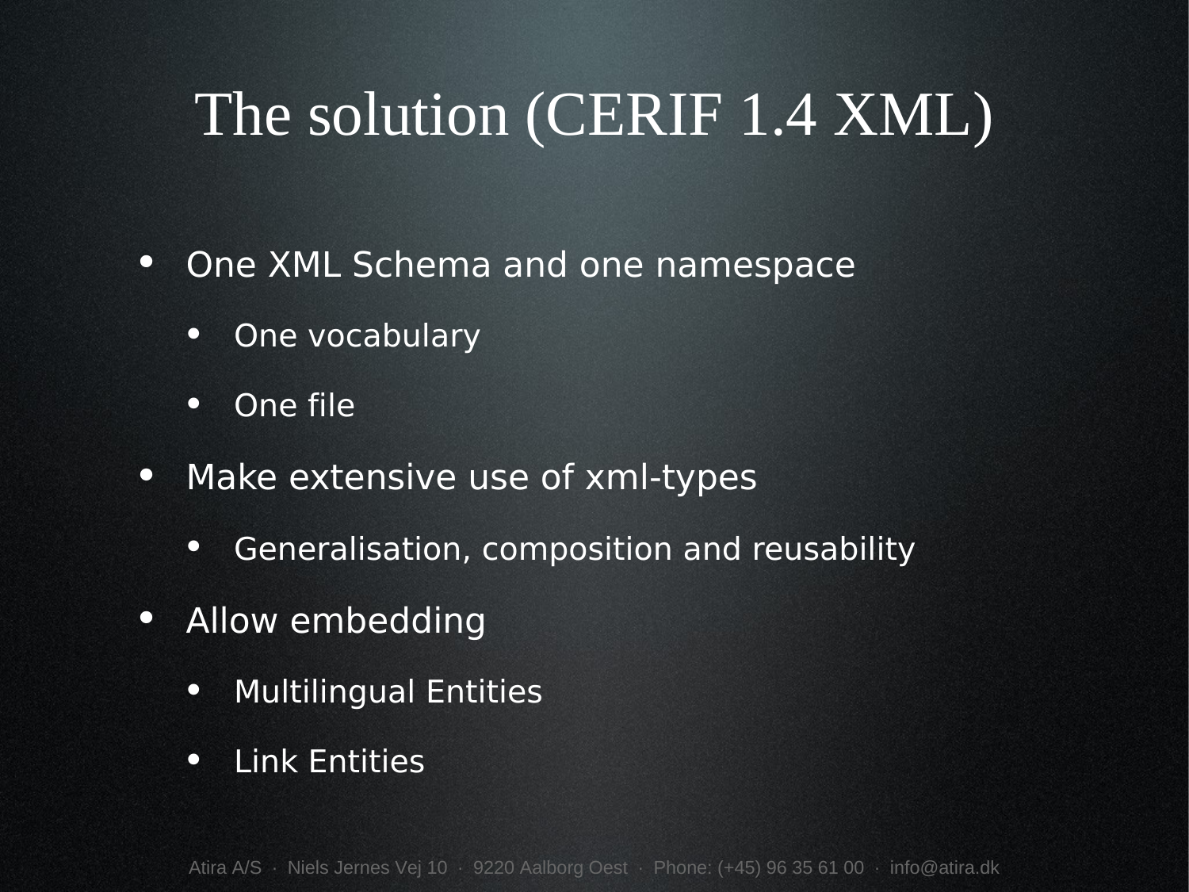# The solution (CERIF 1.4 XML)

- One XML Schema and one namespace
  - One vocabulary
  - One file
- Make extensive use of xml-types
  - Generalisation, composition and reusability
- Allow embedding
  - Multilingual Entities
  - Link Entities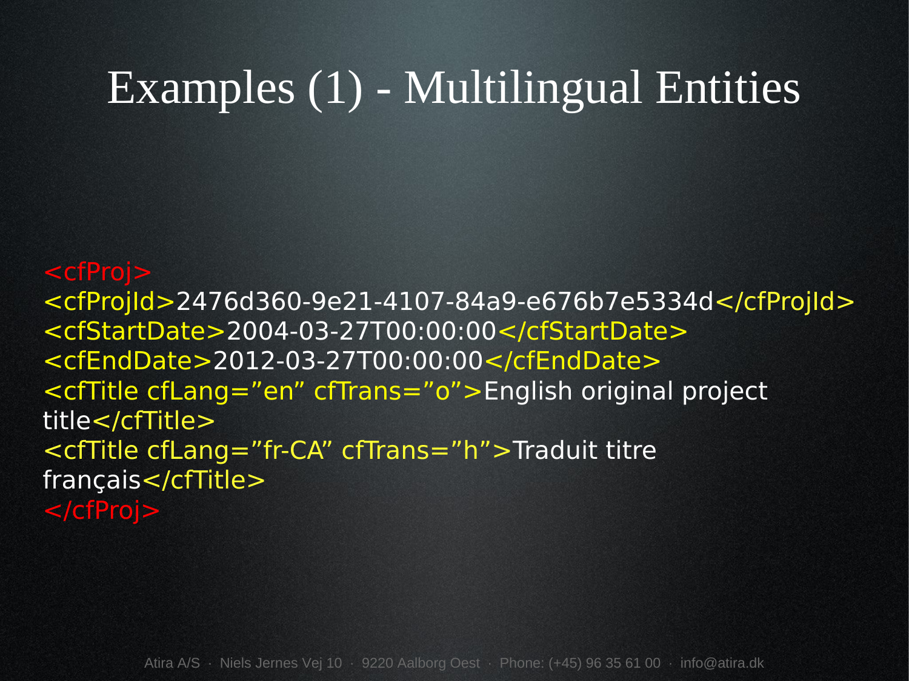# Examples (1) - Multilingual Entities

```
<cfProj>
<cfProjId>2476d360-9e21-4107-84a9-e676b7e5334d</cfProjId>
<cfStartDate>2004-03-27T00:00:00</cfStartDate>
<cfEndDate>2012-03-27T00:00:00</cfEndDate>
<cfTitle cfLang=”en” cfTrans=”o”>English original project title</cfTitle>
<cfTitle cfLang=”fr-CA” cfTrans=”h”>Traduit titre français</cfTitle>
</cfProj>
```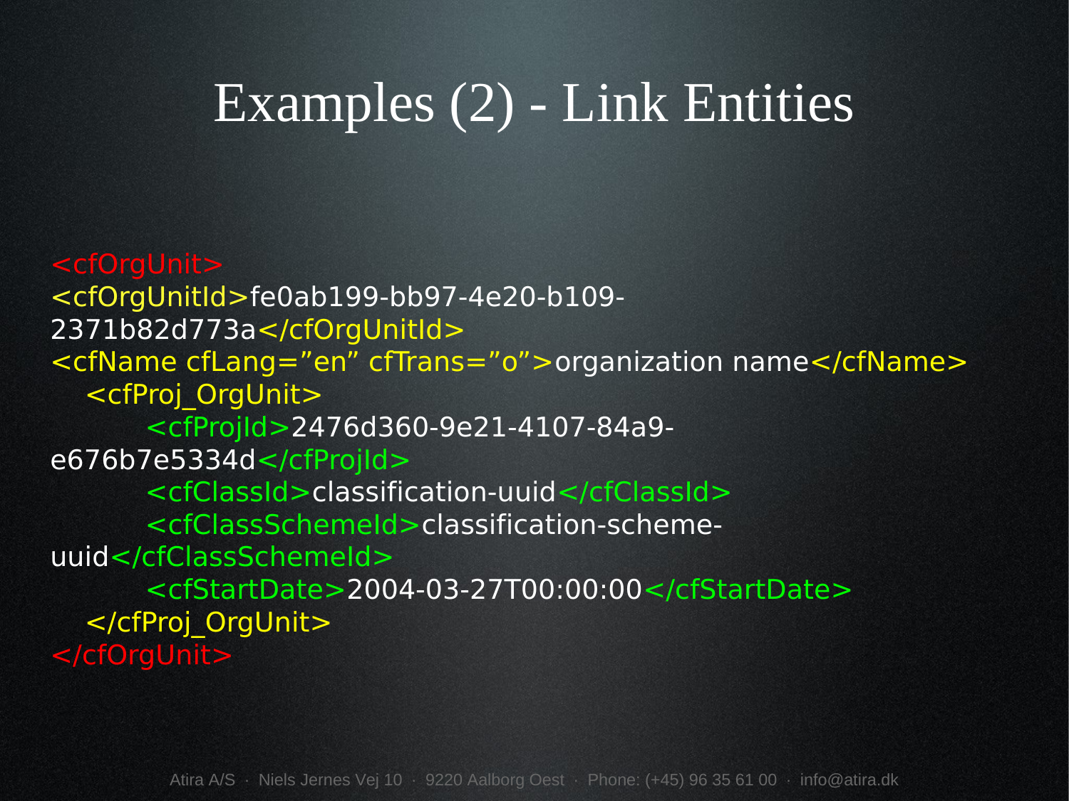# Examples (2) - Link Entities

```
<cfOrgUnit>
<cfOrgUnitId>fe0ab199-bb97-4e20-b109-
2371b82d773a</cfOrgUnitId>
<cfName cfLang=”en” cfTrans=”o”>organization name</cfName>
   <cfProj_OrgUnit>
        <cfProjId>2476d360-9e21-4107-84a9-
e676b7e5334d</cfProjId>
        <cfClassId>classification-uuid</cfClassId>
        <cfClassSchemeId>classification-scheme-
uuid</cfClassSchemeId>
        <cfStartDate>2004-03-27T00:00:00</cfStartDate>
   </cfProj_OrgUnit>
</cfOrgUnit>
```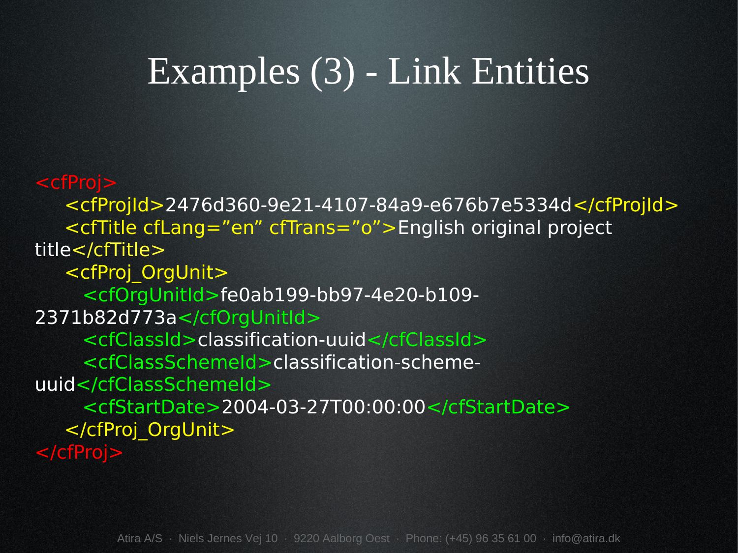# Examples (3) - Link Entities

```
<cfProj>
  <cfProjId>2476d360-9e21-4107-84a9-e676b7e5334d</cfProjId>
  <cfTitle cfLang="en" cfTrans="o">English original project title</cfTitle>
  <cfProj_OrgUnit>
    <cfOrgUnitId>fe0ab199-bb97-4e20-b109-2371b82d773a</cfOrgUnitId>
    <cfClassId>classification-uuid</cfClassId>
    <cfClassSchemeId>classification-scheme-uuid</cfClassSchemeId>
    <cfStartDate>2004-03-27T00:00:00</cfStartDate>
  </cfProj_OrgUnit>
</cfProj>
```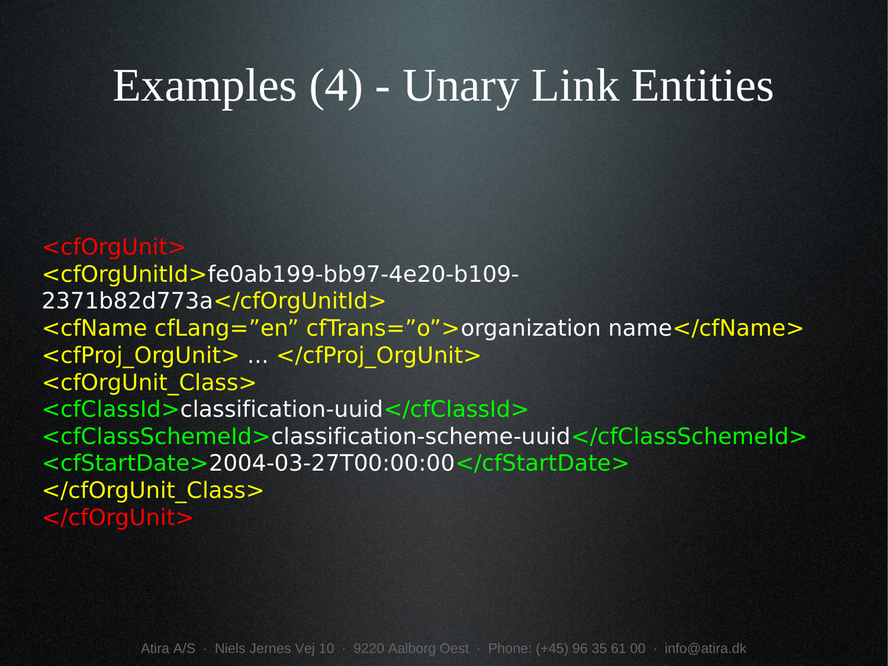# Examples (4) - Unary Link Entities

```
<cfOrgUnit>
<cfOrgUnitId>fe0ab199-bb97-4e20-b109-
2371b82d773a</cfOrgUnitId>
<cfName cfLang=”en” cfTrans=”o”>organization name</cfName>
<cfProj_OrgUnit> ... </cfProj_OrgUnit>
<cfOrgUnit_Class>
<cfClassId>classification-uuid</cfClassId>
<cfClassSchemeId>classification-scheme-uuid</cfClassSchemeId>
<cfStartDate>2004-03-27T00:00:00</cfStartDate>
</cfOrgUnit_Class>
</cfOrgUnit>
```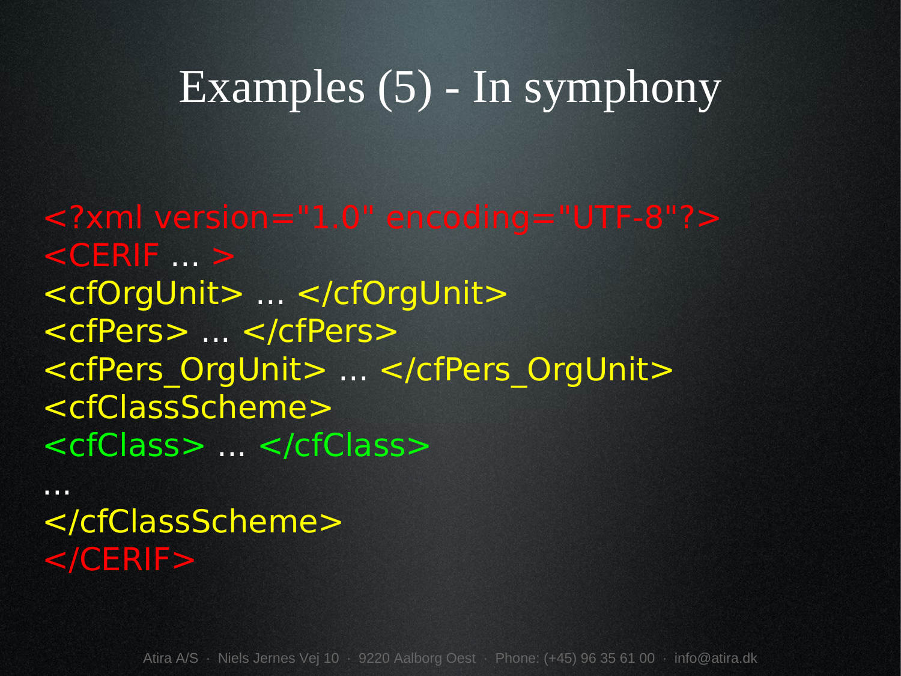# Examples (5) - In symphony

```
<?xml version="1.0" encoding="UTF-8"?>
<CERIF ... >
<cfOrgUnit> ... </cfOrgUnit>
<cfPers> ... </cfPers>
<cfPers_OrgUnit> ... </cfPers_OrgUnit>
<cfClassScheme>
<cfClass> ... </cfClass>
...
</cfClassScheme>
</CERIF>
```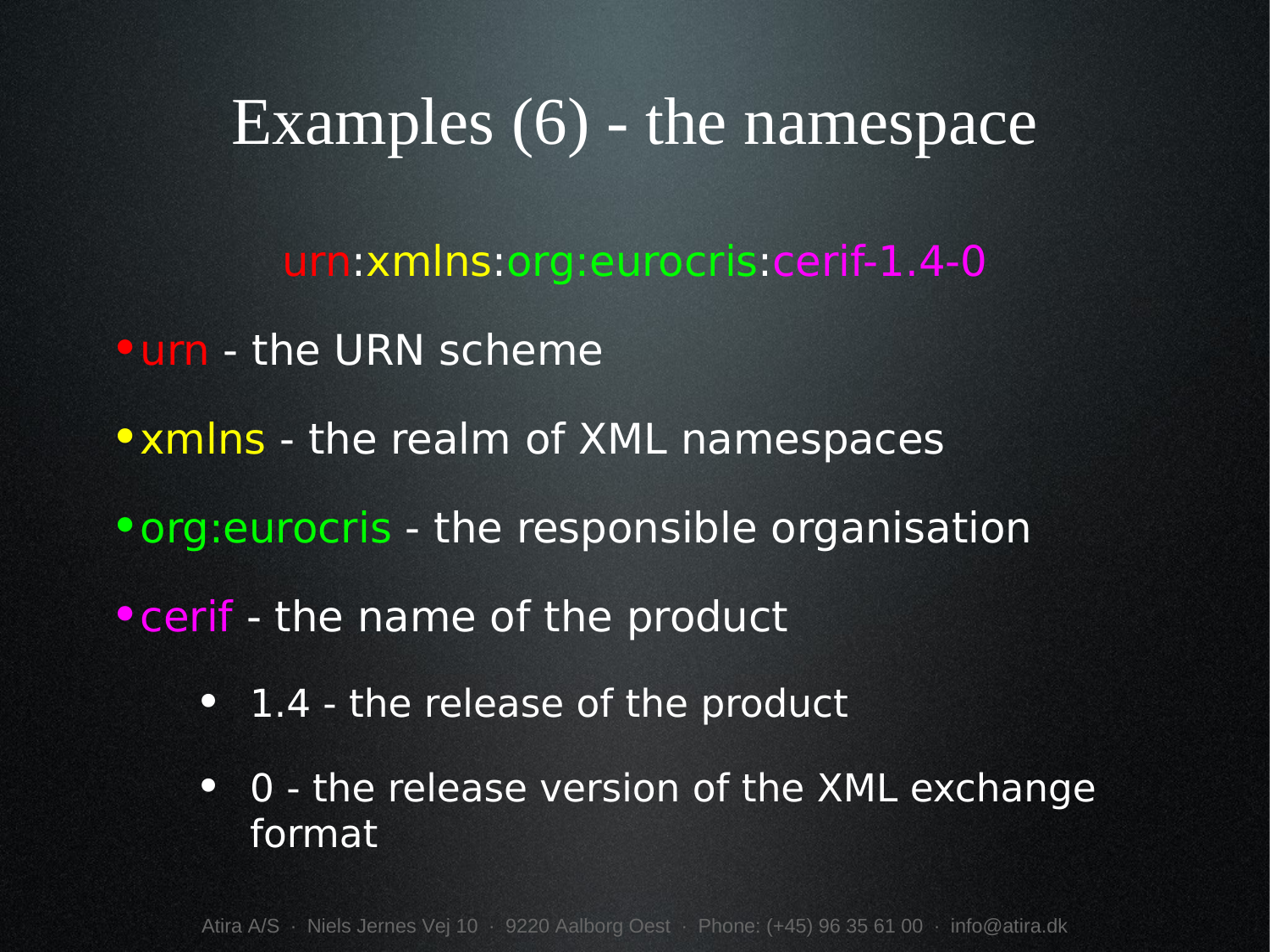# Examples (6) - the namespace

urn:xmlns:org:eurocris:cerif-1.4-0

- urn - the URN scheme
- xmlns - the realm of XML namespaces
- org:eurocris - the responsible organisation
- cerif - the name of the product
  - 1.4 - the release of the product
  - 0 - the release version of the XML exchange format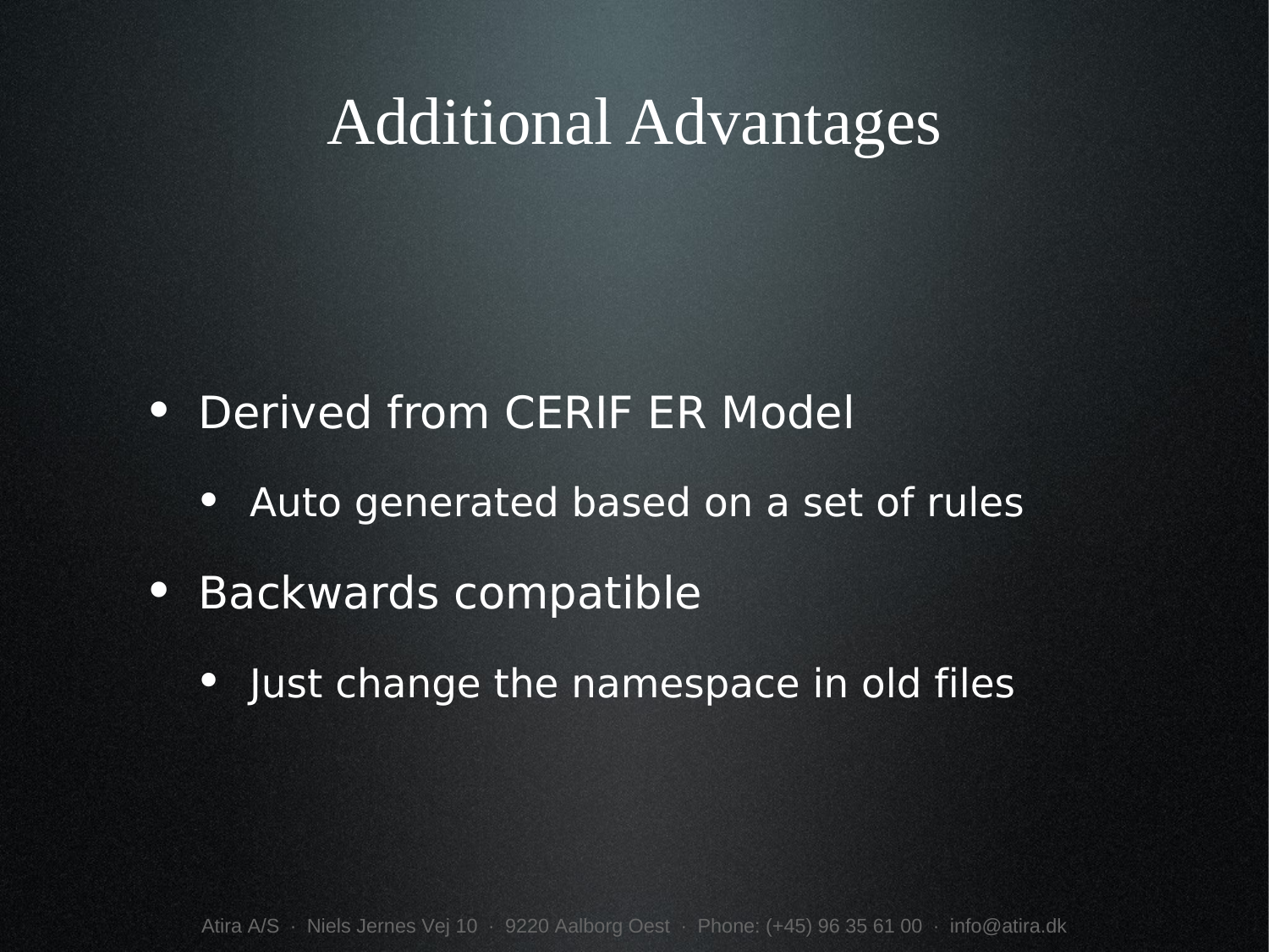# Additional Advantages

- Derived from CERIF ER Model
  - Auto generated based on a set of rules
- Backwards compatible
  - Just change the namespace in old files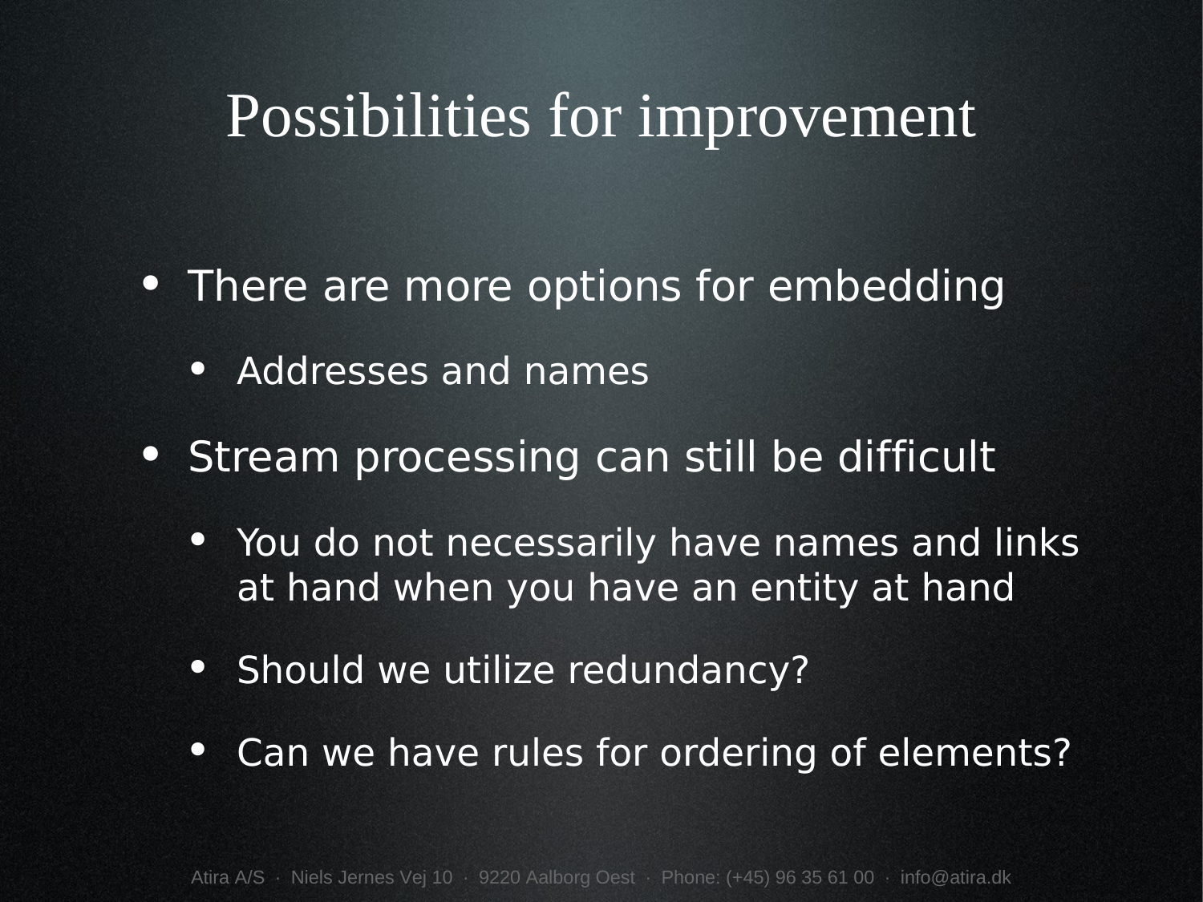# Possibilities for improvement

- There are more options for embedding
  - Addresses and names
- Stream processing can still be difficult
  - You do not necessarily have names and links at hand when you have an entity at hand
  - Should we utilize redundancy?
  - Can we have rules for ordering of elements?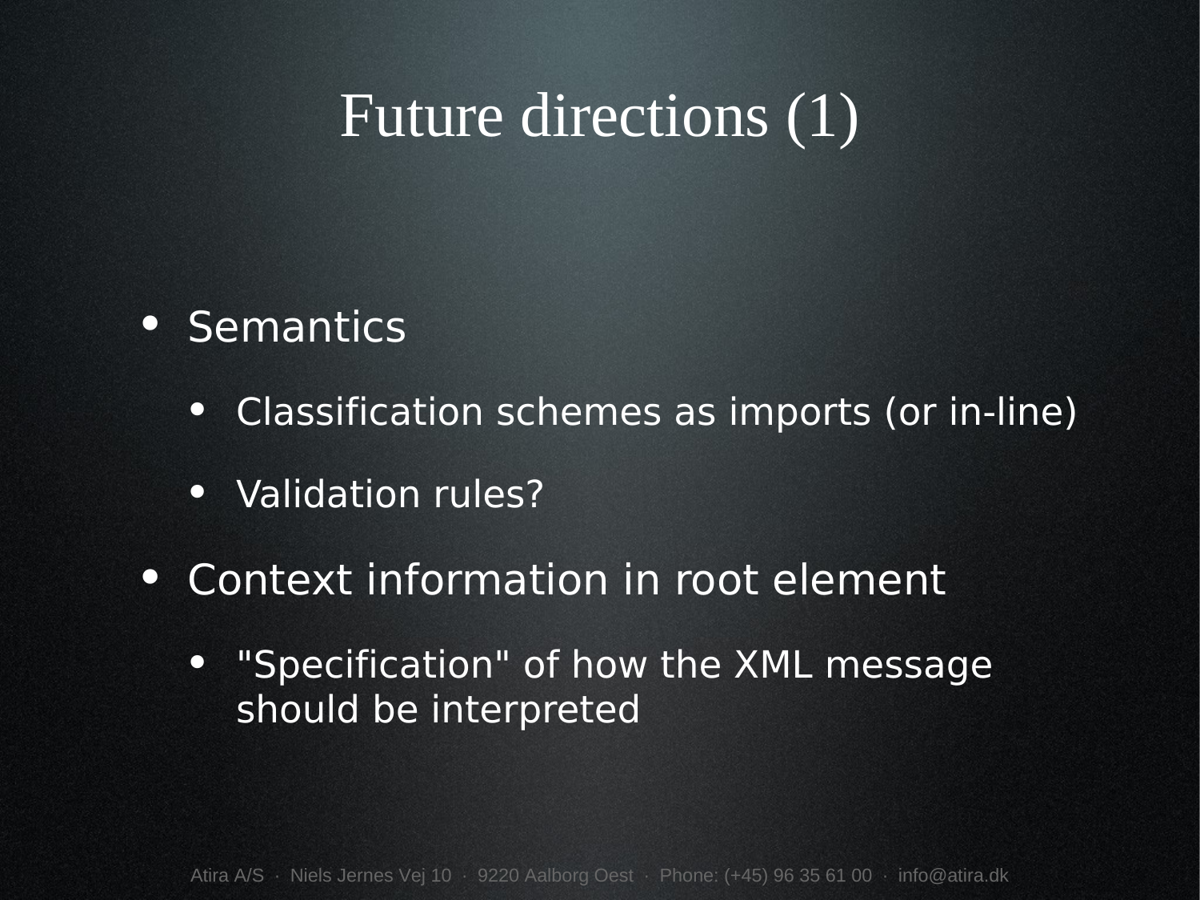# Future directions (1)

- Semantics
  - Classification schemes as imports (or in-line)
  - Validation rules?
- Context information in root element
  - "Specification" of how the XML message should be interpreted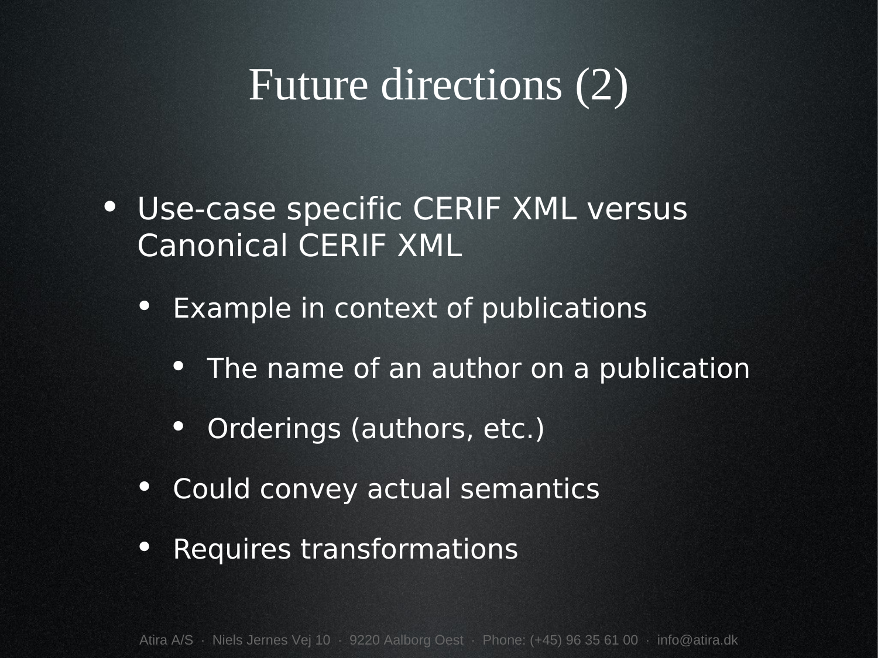# Future directions (2)

- Use-case specific CERIF XML versus Canonical CERIF XML
  - Example in context of publications
    - The name of an author on a publication
    - Orderings (authors, etc.)
  - Could convey actual semantics
  - Requires transformations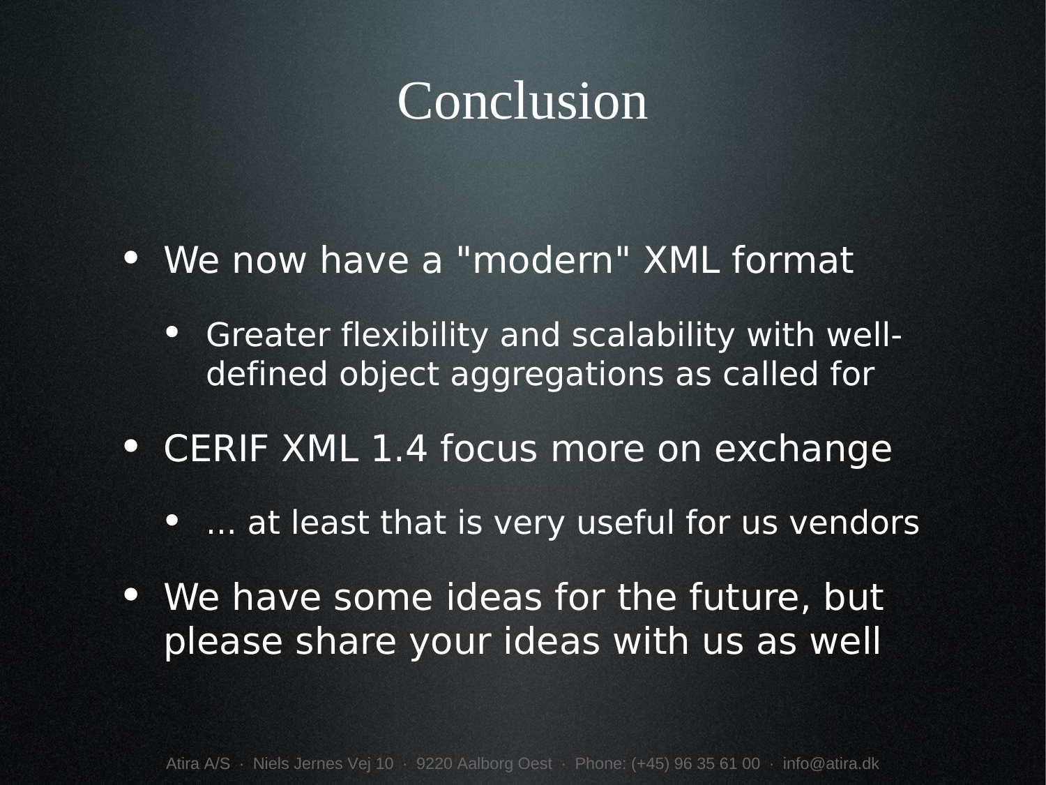# Conclusion

- We now have a "modern" XML format
  - Greater flexibility and scalability with well-defined object aggregations as called for
- CERIF XML 1.4 focus more on exchange
  - ... at least that is very useful for us vendors
- We have some ideas for the future, but please share your ideas with us as well